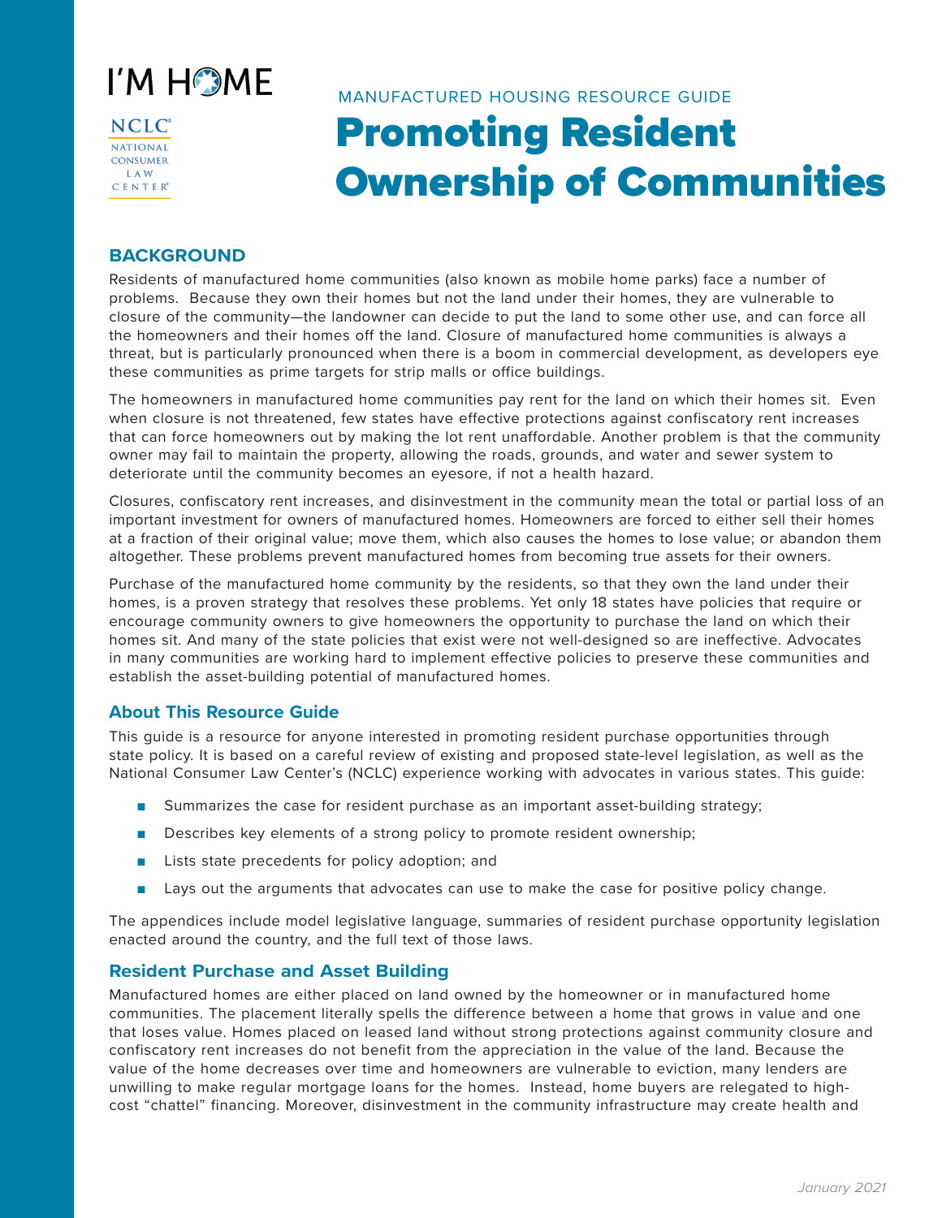I'M HOME

NCLC
NATIONAL CONSUMER LAW CENTER

MANUFACTURED HOUSING RESOURCE GUIDE

# Promoting Resident Ownership of Communities

## BACKGROUND

Residents of manufactured home communities (also known as mobile home parks) face a number of problems. Because they own their homes but not the land under their homes, they are vulnerable to closure of the community—the landowner can decide to put the land to some other use, and can force all the homeowners and their homes off the land. Closure of manufactured home communities is always a threat, but is particularly pronounced when there is a boom in commercial development, as developers eye these communities as prime targets for strip malls or office buildings.

The homeowners in manufactured home communities pay rent for the land on which their homes sit. Even when closure is not threatened, few states have effective protections against confiscatory rent increases that can force homeowners out by making the lot rent unaffordable. Another problem is that the community owner may fail to maintain the property, allowing the roads, grounds, and water and sewer system to deteriorate until the community becomes an eyesore, if not a health hazard.

Closures, confiscatory rent increases, and disinvestment in the community mean the total or partial loss of an important investment for owners of manufactured homes. Homeowners are forced to either sell their homes at a fraction of their original value; move them, which also causes the homes to lose value; or abandon them altogether. These problems prevent manufactured homes from becoming true assets for their owners.

Purchase of the manufactured home community by the residents, so that they own the land under their homes, is a proven strategy that resolves these problems. Yet only 18 states have policies that require or encourage community owners to give homeowners the opportunity to purchase the land on which their homes sit. And many of the state policies that exist were not well-designed so are ineffective. Advocates in many communities are working hard to implement effective policies to preserve these communities and establish the asset-building potential of manufactured homes.

### About This Resource Guide

This guide is a resource for anyone interested in promoting resident purchase opportunities through state policy. It is based on a careful review of existing and proposed state-level legislation, as well as the National Consumer Law Center's (NCLC) experience working with advocates in various states. This guide:

- Summarizes the case for resident purchase as an important asset-building strategy;
- Describes key elements of a strong policy to promote resident ownership;
- Lists state precedents for policy adoption; and
- Lays out the arguments that advocates can use to make the case for positive policy change.

The appendices include model legislative language, summaries of resident purchase opportunity legislation enacted around the country, and the full text of those laws.

### Resident Purchase and Asset Building

Manufactured homes are either placed on land owned by the homeowner or in manufactured home communities. The placement literally spells the difference between a home that grows in value and one that loses value. Homes placed on leased land without strong protections against community closure and confiscatory rent increases do not benefit from the appreciation in the value of the land. Because the value of the home decreases over time and homeowners are vulnerable to eviction, many lenders are unwilling to make regular mortgage loans for the homes. Instead, home buyers are relegated to high-cost "chattel" financing. Moreover, disinvestment in the community infrastructure may create health and

January 2021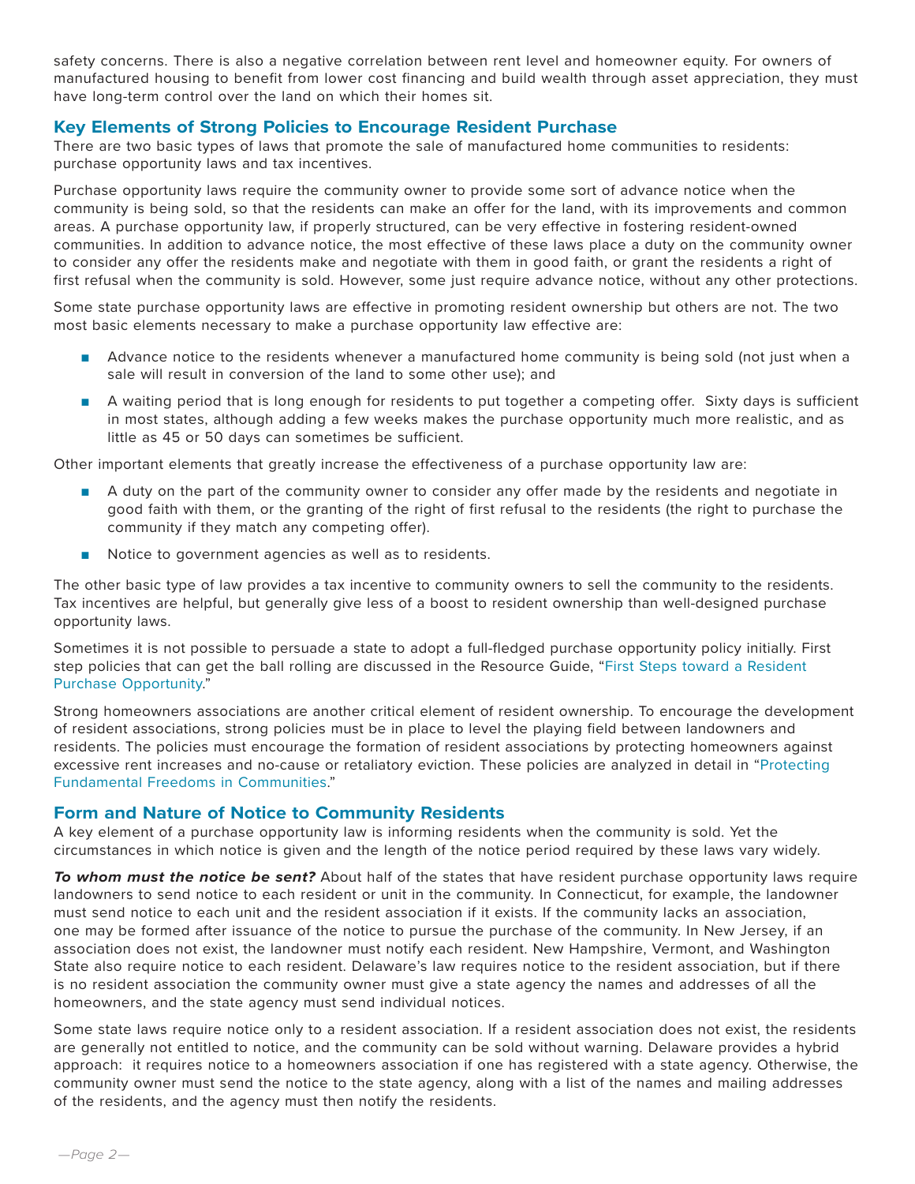safety concerns. There is also a negative correlation between rent level and homeowner equity. For owners of manufactured housing to benefit from lower cost financing and build wealth through asset appreciation, they must have long-term control over the land on which their homes sit.

## Key Elements of Strong Policies to Encourage Resident Purchase

There are two basic types of laws that promote the sale of manufactured home communities to residents: purchase opportunity laws and tax incentives.

Purchase opportunity laws require the community owner to provide some sort of advance notice when the community is being sold, so that the residents can make an offer for the land, with its improvements and common areas. A purchase opportunity law, if properly structured, can be very effective in fostering resident-owned communities. In addition to advance notice, the most effective of these laws place a duty on the community owner to consider any offer the residents make and negotiate with them in good faith, or grant the residents a right of first refusal when the community is sold. However, some just require advance notice, without any other protections.

Some state purchase opportunity laws are effective in promoting resident ownership but others are not. The two most basic elements necessary to make a purchase opportunity law effective are:

- Advance notice to the residents whenever a manufactured home community is being sold (not just when a sale will result in conversion of the land to some other use); and
- A waiting period that is long enough for residents to put together a competing offer. Sixty days is sufficient in most states, although adding a few weeks makes the purchase opportunity much more realistic, and as little as 45 or 50 days can sometimes be sufficient.

Other important elements that greatly increase the effectiveness of a purchase opportunity law are:

- A duty on the part of the community owner to consider any offer made by the residents and negotiate in good faith with them, or the granting of the right of first refusal to the residents (the right to purchase the community if they match any competing offer).
- Notice to government agencies as well as to residents.

The other basic type of law provides a tax incentive to community owners to sell the community to the residents. Tax incentives are helpful, but generally give less of a boost to resident ownership than well-designed purchase opportunity laws.

Sometimes it is not possible to persuade a state to adopt a full-fledged purchase opportunity policy initially. First step policies that can get the ball rolling are discussed in the Resource Guide, "First Steps toward a Resident Purchase Opportunity."

Strong homeowners associations are another critical element of resident ownership. To encourage the development of resident associations, strong policies must be in place to level the playing field between landowners and residents. The policies must encourage the formation of resident associations by protecting homeowners against excessive rent increases and no-cause or retaliatory eviction. These policies are analyzed in detail in "Protecting Fundamental Freedoms in Communities."

## Form and Nature of Notice to Community Residents

A key element of a purchase opportunity law is informing residents when the community is sold. Yet the circumstances in which notice is given and the length of the notice period required by these laws vary widely.

***To whom must the notice be sent?*** About half of the states that have resident purchase opportunity laws require landowners to send notice to each resident or unit in the community. In Connecticut, for example, the landowner must send notice to each unit and the resident association if it exists. If the community lacks an association, one may be formed after issuance of the notice to pursue the purchase of the community. In New Jersey, if an association does not exist, the landowner must notify each resident. New Hampshire, Vermont, and Washington State also require notice to each resident. Delaware's law requires notice to the resident association, but if there is no resident association the community owner must give a state agency the names and addresses of all the homeowners, and the state agency must send individual notices.

Some state laws require notice only to a resident association. If a resident association does not exist, the residents are generally not entitled to notice, and the community can be sold without warning. Delaware provides a hybrid approach: it requires notice to a homeowners association if one has registered with a state agency. Otherwise, the community owner must send the notice to the state agency, along with a list of the names and mailing addresses of the residents, and the agency must then notify the residents.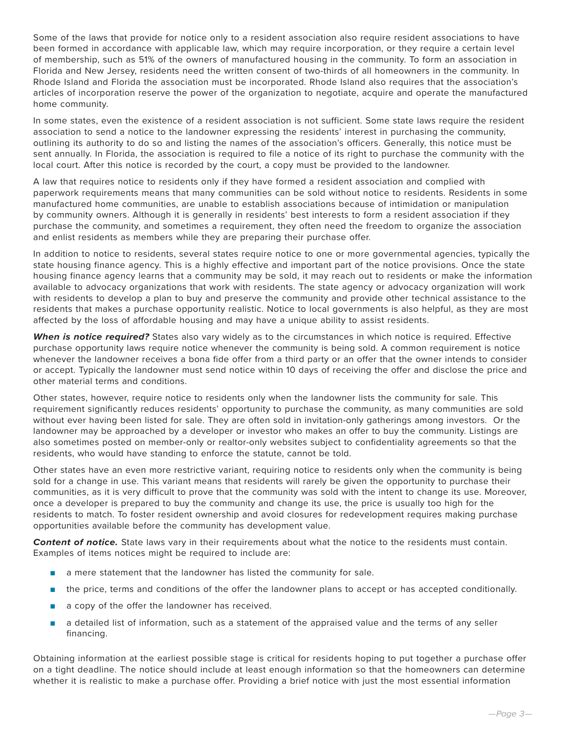Some of the laws that provide for notice only to a resident association also require resident associations to have been formed in accordance with applicable law, which may require incorporation, or they require a certain level of membership, such as 51% of the owners of manufactured housing in the community. To form an association in Florida and New Jersey, residents need the written consent of two-thirds of all homeowners in the community. In Rhode Island and Florida the association must be incorporated. Rhode Island also requires that the association's articles of incorporation reserve the power of the organization to negotiate, acquire and operate the manufactured home community.

In some states, even the existence of a resident association is not sufficient. Some state laws require the resident association to send a notice to the landowner expressing the residents' interest in purchasing the community, outlining its authority to do so and listing the names of the association's officers. Generally, this notice must be sent annually. In Florida, the association is required to file a notice of its right to purchase the community with the local court. After this notice is recorded by the court, a copy must be provided to the landowner.

A law that requires notice to residents only if they have formed a resident association and complied with paperwork requirements means that many communities can be sold without notice to residents. Residents in some manufactured home communities, are unable to establish associations because of intimidation or manipulation by community owners. Although it is generally in residents' best interests to form a resident association if they purchase the community, and sometimes a requirement, they often need the freedom to organize the association and enlist residents as members while they are preparing their purchase offer.

In addition to notice to residents, several states require notice to one or more governmental agencies, typically the state housing finance agency. This is a highly effective and important part of the notice provisions. Once the state housing finance agency learns that a community may be sold, it may reach out to residents or make the information available to advocacy organizations that work with residents. The state agency or advocacy organization will work with residents to develop a plan to buy and preserve the community and provide other technical assistance to the residents that makes a purchase opportunity realistic. Notice to local governments is also helpful, as they are most affected by the loss of affordable housing and may have a unique ability to assist residents.

***When is notice required?*** States also vary widely as to the circumstances in which notice is required. Effective purchase opportunity laws require notice whenever the community is being sold. A common requirement is notice whenever the landowner receives a bona fide offer from a third party or an offer that the owner intends to consider or accept. Typically the landowner must send notice within 10 days of receiving the offer and disclose the price and other material terms and conditions.

Other states, however, require notice to residents only when the landowner lists the community for sale. This requirement significantly reduces residents' opportunity to purchase the community, as many communities are sold without ever having been listed for sale. They are often sold in invitation-only gatherings among investors. Or the landowner may be approached by a developer or investor who makes an offer to buy the community. Listings are also sometimes posted on member-only or realtor-only websites subject to confidentiality agreements so that the residents, who would have standing to enforce the statute, cannot be told.

Other states have an even more restrictive variant, requiring notice to residents only when the community is being sold for a change in use. This variant means that residents will rarely be given the opportunity to purchase their communities, as it is very difficult to prove that the community was sold with the intent to change its use. Moreover, once a developer is prepared to buy the community and change its use, the price is usually too high for the residents to match. To foster resident ownership and avoid closures for redevelopment requires making purchase opportunities available before the community has development value.

***Content of notice.*** State laws vary in their requirements about what the notice to the residents must contain. Examples of items notices might be required to include are:

- a mere statement that the landowner has listed the community for sale.
- the price, terms and conditions of the offer the landowner plans to accept or has accepted conditionally.
- a copy of the offer the landowner has received.
- a detailed list of information, such as a statement of the appraised value and the terms of any seller financing.

Obtaining information at the earliest possible stage is critical for residents hoping to put together a purchase offer on a tight deadline. The notice should include at least enough information so that the homeowners can determine whether it is realistic to make a purchase offer. Providing a brief notice with just the most essential information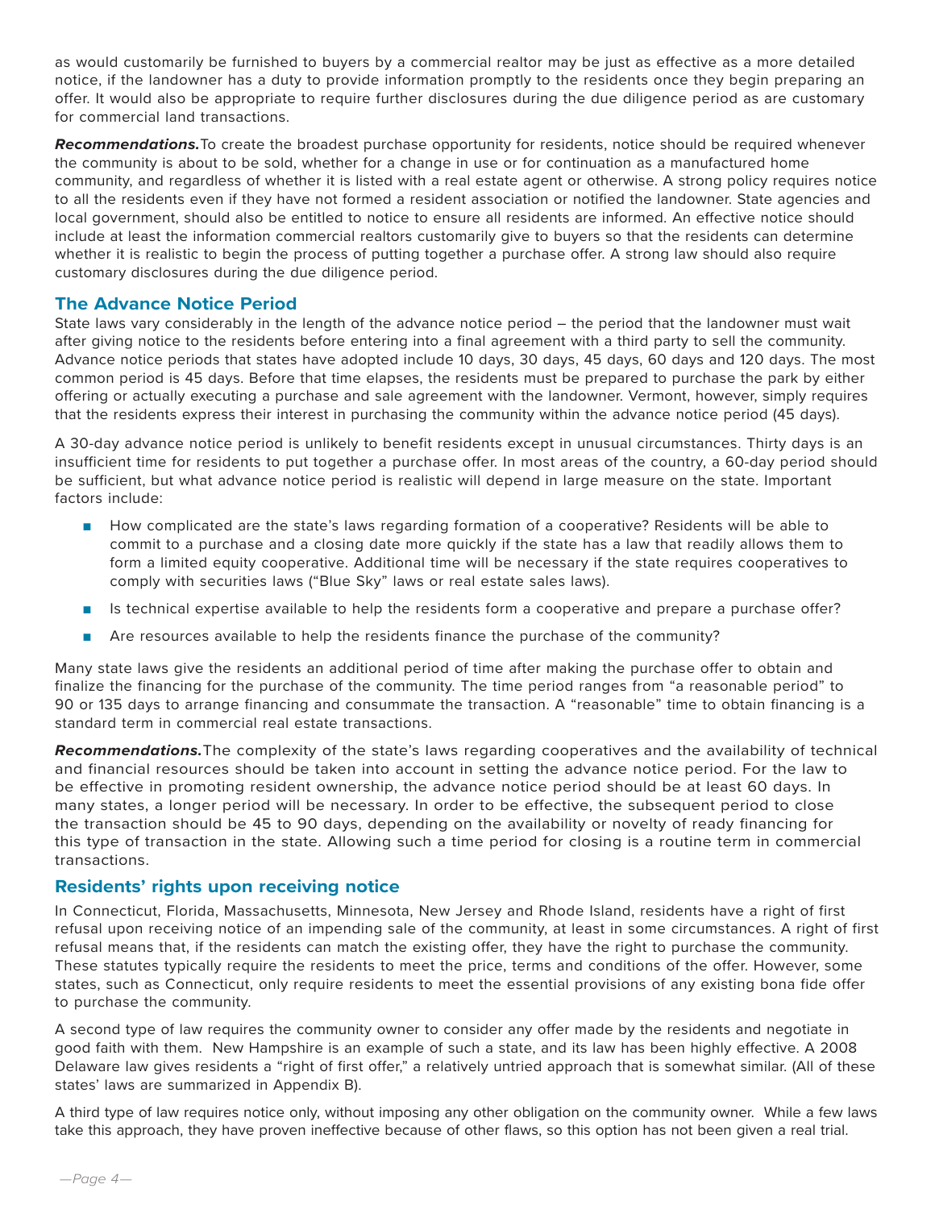as would customarily be furnished to buyers by a commercial realtor may be just as effective as a more detailed notice, if the landowner has a duty to provide information promptly to the residents once they begin preparing an offer. It would also be appropriate to require further disclosures during the due diligence period as are customary for commercial land transactions.

***Recommendations.*** To create the broadest purchase opportunity for residents, notice should be required whenever the community is about to be sold, whether for a change in use or for continuation as a manufactured home community, and regardless of whether it is listed with a real estate agent or otherwise. A strong policy requires notice to all the residents even if they have not formed a resident association or notified the landowner. State agencies and local government, should also be entitled to notice to ensure all residents are informed. An effective notice should include at least the information commercial realtors customarily give to buyers so that the residents can determine whether it is realistic to begin the process of putting together a purchase offer. A strong law should also require customary disclosures during the due diligence period.

## The Advance Notice Period

State laws vary considerably in the length of the advance notice period – the period that the landowner must wait after giving notice to the residents before entering into a final agreement with a third party to sell the community. Advance notice periods that states have adopted include 10 days, 30 days, 45 days, 60 days and 120 days. The most common period is 45 days. Before that time elapses, the residents must be prepared to purchase the park by either offering or actually executing a purchase and sale agreement with the landowner. Vermont, however, simply requires that the residents express their interest in purchasing the community within the advance notice period (45 days).

A 30-day advance notice period is unlikely to benefit residents except in unusual circumstances. Thirty days is an insufficient time for residents to put together a purchase offer. In most areas of the country, a 60-day period should be sufficient, but what advance notice period is realistic will depend in large measure on the state. Important factors include:

- How complicated are the state's laws regarding formation of a cooperative? Residents will be able to commit to a purchase and a closing date more quickly if the state has a law that readily allows them to form a limited equity cooperative. Additional time will be necessary if the state requires cooperatives to comply with securities laws ("Blue Sky" laws or real estate sales laws).
- Is technical expertise available to help the residents form a cooperative and prepare a purchase offer?
- Are resources available to help the residents finance the purchase of the community?

Many state laws give the residents an additional period of time after making the purchase offer to obtain and finalize the financing for the purchase of the community. The time period ranges from "a reasonable period" to 90 or 135 days to arrange financing and consummate the transaction. A "reasonable" time to obtain financing is a standard term in commercial real estate transactions.

***Recommendations.*** The complexity of the state's laws regarding cooperatives and the availability of technical and financial resources should be taken into account in setting the advance notice period. For the law to be effective in promoting resident ownership, the advance notice period should be at least 60 days. In many states, a longer period will be necessary. In order to be effective, the subsequent period to close the transaction should be 45 to 90 days, depending on the availability or novelty of ready financing for this type of transaction in the state. Allowing such a time period for closing is a routine term in commercial transactions.

## Residents' rights upon receiving notice

In Connecticut, Florida, Massachusetts, Minnesota, New Jersey and Rhode Island, residents have a right of first refusal upon receiving notice of an impending sale of the community, at least in some circumstances. A right of first refusal means that, if the residents can match the existing offer, they have the right to purchase the community. These statutes typically require the residents to meet the price, terms and conditions of the offer. However, some states, such as Connecticut, only require residents to meet the essential provisions of any existing bona fide offer to purchase the community.

A second type of law requires the community owner to consider any offer made by the residents and negotiate in good faith with them. New Hampshire is an example of such a state, and its law has been highly effective. A 2008 Delaware law gives residents a "right of first offer," a relatively untried approach that is somewhat similar. (All of these states' laws are summarized in Appendix B).

A third type of law requires notice only, without imposing any other obligation on the community owner. While a few laws take this approach, they have proven ineffective because of other flaws, so this option has not been given a real trial.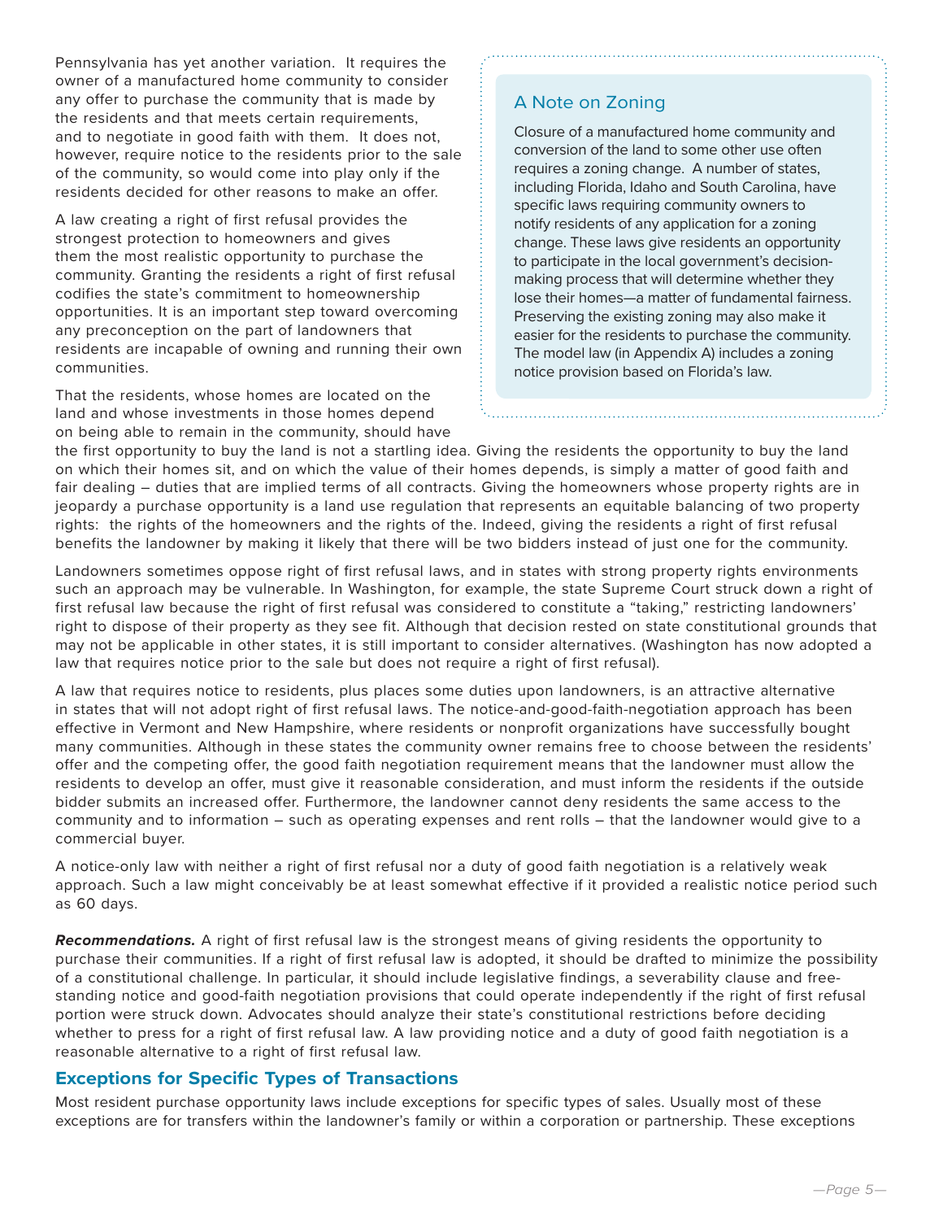Pennsylvania has yet another variation. It requires the owner of a manufactured home community to consider any offer to purchase the community that is made by the residents and that meets certain requirements, and to negotiate in good faith with them. It does not, however, require notice to the residents prior to the sale of the community, so would come into play only if the residents decided for other reasons to make an offer.

A law creating a right of first refusal provides the strongest protection to homeowners and gives them the most realistic opportunity to purchase the community. Granting the residents a right of first refusal codifies the state's commitment to homeownership opportunities. It is an important step toward overcoming any preconception on the part of landowners that residents are incapable of owning and running their own communities.

That the residents, whose homes are located on the land and whose investments in those homes depend on being able to remain in the community, should have the first opportunity to buy the land is not a startling idea. Giving the residents the opportunity to buy the land on which their homes sit, and on which the value of their homes depends, is simply a matter of good faith and fair dealing – duties that are implied terms of all contracts. Giving the homeowners whose property rights are in jeopardy a purchase opportunity is a land use regulation that represents an equitable balancing of two property rights: the rights of the homeowners and the rights of the. Indeed, giving the residents a right of first refusal benefits the landowner by making it likely that there will be two bidders instead of just one for the community.

> ### A Note on Zoning
>
> Closure of a manufactured home community and conversion of the land to some other use often requires a zoning change. A number of states, including Florida, Idaho and South Carolina, have specific laws requiring community owners to notify residents of any application for a zoning change. These laws give residents an opportunity to participate in the local government's decision-making process that will determine whether they lose their homes—a matter of fundamental fairness. Preserving the existing zoning may also make it easier for the residents to purchase the community. The model law (in Appendix A) includes a zoning notice provision based on Florida's law.

Landowners sometimes oppose right of first refusal laws, and in states with strong property rights environments such an approach may be vulnerable. In Washington, for example, the state Supreme Court struck down a right of first refusal law because the right of first refusal was considered to constitute a "taking," restricting landowners' right to dispose of their property as they see fit. Although that decision rested on state constitutional grounds that may not be applicable in other states, it is still important to consider alternatives. (Washington has now adopted a law that requires notice prior to the sale but does not require a right of first refusal).

A law that requires notice to residents, plus places some duties upon landowners, is an attractive alternative in states that will not adopt right of first refusal laws. The notice-and-good-faith-negotiation approach has been effective in Vermont and New Hampshire, where residents or nonprofit organizations have successfully bought many communities. Although in these states the community owner remains free to choose between the residents' offer and the competing offer, the good faith negotiation requirement means that the landowner must allow the residents to develop an offer, must give it reasonable consideration, and must inform the residents if the outside bidder submits an increased offer. Furthermore, the landowner cannot deny residents the same access to the community and to information – such as operating expenses and rent rolls – that the landowner would give to a commercial buyer.

A notice-only law with neither a right of first refusal nor a duty of good faith negotiation is a relatively weak approach. Such a law might conceivably be at least somewhat effective if it provided a realistic notice period such as 60 days.

***Recommendations.*** A right of first refusal law is the strongest means of giving residents the opportunity to purchase their communities. If a right of first refusal law is adopted, it should be drafted to minimize the possibility of a constitutional challenge. In particular, it should include legislative findings, a severability clause and free-standing notice and good-faith negotiation provisions that could operate independently if the right of first refusal portion were struck down. Advocates should analyze their state's constitutional restrictions before deciding whether to press for a right of first refusal law. A law providing notice and a duty of good faith negotiation is a reasonable alternative to a right of first refusal law.

## Exceptions for Specific Types of Transactions

Most resident purchase opportunity laws include exceptions for specific types of sales. Usually most of these exceptions are for transfers within the landowner's family or within a corporation or partnership. These exceptions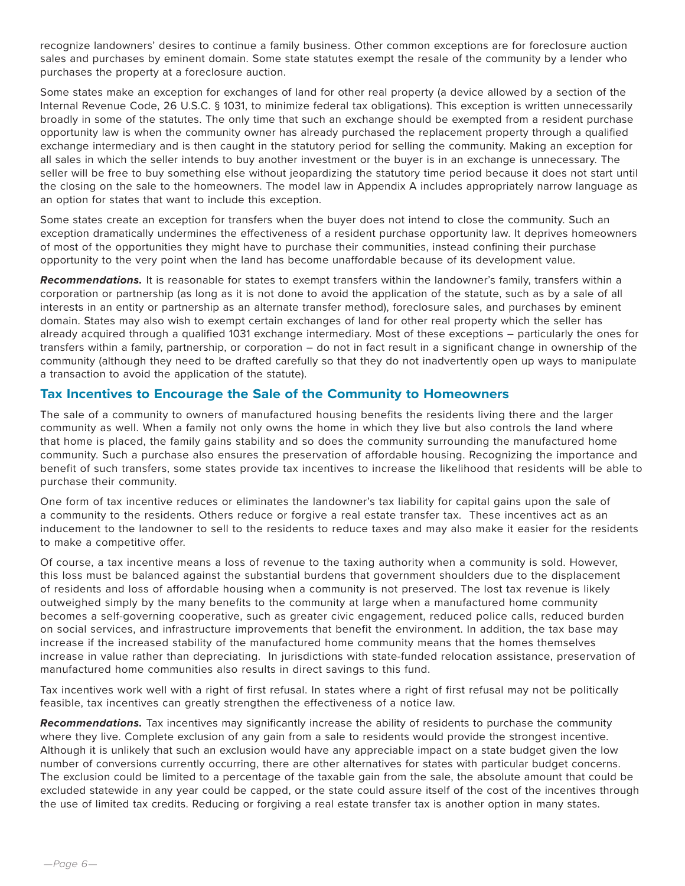recognize landowners' desires to continue a family business. Other common exceptions are for foreclosure auction sales and purchases by eminent domain. Some state statutes exempt the resale of the community by a lender who purchases the property at a foreclosure auction.

Some states make an exception for exchanges of land for other real property (a device allowed by a section of the Internal Revenue Code, 26 U.S.C. § 1031, to minimize federal tax obligations). This exception is written unnecessarily broadly in some of the statutes. The only time that such an exchange should be exempted from a resident purchase opportunity law is when the community owner has already purchased the replacement property through a qualified exchange intermediary and is then caught in the statutory period for selling the community. Making an exception for all sales in which the seller intends to buy another investment or the buyer is in an exchange is unnecessary. The seller will be free to buy something else without jeopardizing the statutory time period because it does not start until the closing on the sale to the homeowners. The model law in Appendix A includes appropriately narrow language as an option for states that want to include this exception.

Some states create an exception for transfers when the buyer does not intend to close the community. Such an exception dramatically undermines the effectiveness of a resident purchase opportunity law. It deprives homeowners of most of the opportunities they might have to purchase their communities, instead confining their purchase opportunity to the very point when the land has become unaffordable because of its development value.

***Recommendations.*** It is reasonable for states to exempt transfers within the landowner's family, transfers within a corporation or partnership (as long as it is not done to avoid the application of the statute, such as by a sale of all interests in an entity or partnership as an alternate transfer method), foreclosure sales, and purchases by eminent domain. States may also wish to exempt certain exchanges of land for other real property which the seller has already acquired through a qualified 1031 exchange intermediary. Most of these exceptions – particularly the ones for transfers within a family, partnership, or corporation – do not in fact result in a significant change in ownership of the community (although they need to be drafted carefully so that they do not inadvertently open up ways to manipulate a transaction to avoid the application of the statute).

## Tax Incentives to Encourage the Sale of the Community to Homeowners

The sale of a community to owners of manufactured housing benefits the residents living there and the larger community as well. When a family not only owns the home in which they live but also controls the land where that home is placed, the family gains stability and so does the community surrounding the manufactured home community. Such a purchase also ensures the preservation of affordable housing. Recognizing the importance and benefit of such transfers, some states provide tax incentives to increase the likelihood that residents will be able to purchase their community.

One form of tax incentive reduces or eliminates the landowner's tax liability for capital gains upon the sale of a community to the residents. Others reduce or forgive a real estate transfer tax. These incentives act as an inducement to the landowner to sell to the residents to reduce taxes and may also make it easier for the residents to make a competitive offer.

Of course, a tax incentive means a loss of revenue to the taxing authority when a community is sold. However, this loss must be balanced against the substantial burdens that government shoulders due to the displacement of residents and loss of affordable housing when a community is not preserved. The lost tax revenue is likely outweighed simply by the many benefits to the community at large when a manufactured home community becomes a self-governing cooperative, such as greater civic engagement, reduced police calls, reduced burden on social services, and infrastructure improvements that benefit the environment. In addition, the tax base may increase if the increased stability of the manufactured home community means that the homes themselves increase in value rather than depreciating. In jurisdictions with state-funded relocation assistance, preservation of manufactured home communities also results in direct savings to this fund.

Tax incentives work well with a right of first refusal. In states where a right of first refusal may not be politically feasible, tax incentives can greatly strengthen the effectiveness of a notice law.

***Recommendations.*** Tax incentives may significantly increase the ability of residents to purchase the community where they live. Complete exclusion of any gain from a sale to residents would provide the strongest incentive. Although it is unlikely that such an exclusion would have any appreciable impact on a state budget given the low number of conversions currently occurring, there are other alternatives for states with particular budget concerns. The exclusion could be limited to a percentage of the taxable gain from the sale, the absolute amount that could be excluded statewide in any year could be capped, or the state could assure itself of the cost of the incentives through the use of limited tax credits. Reducing or forgiving a real estate transfer tax is another option in many states.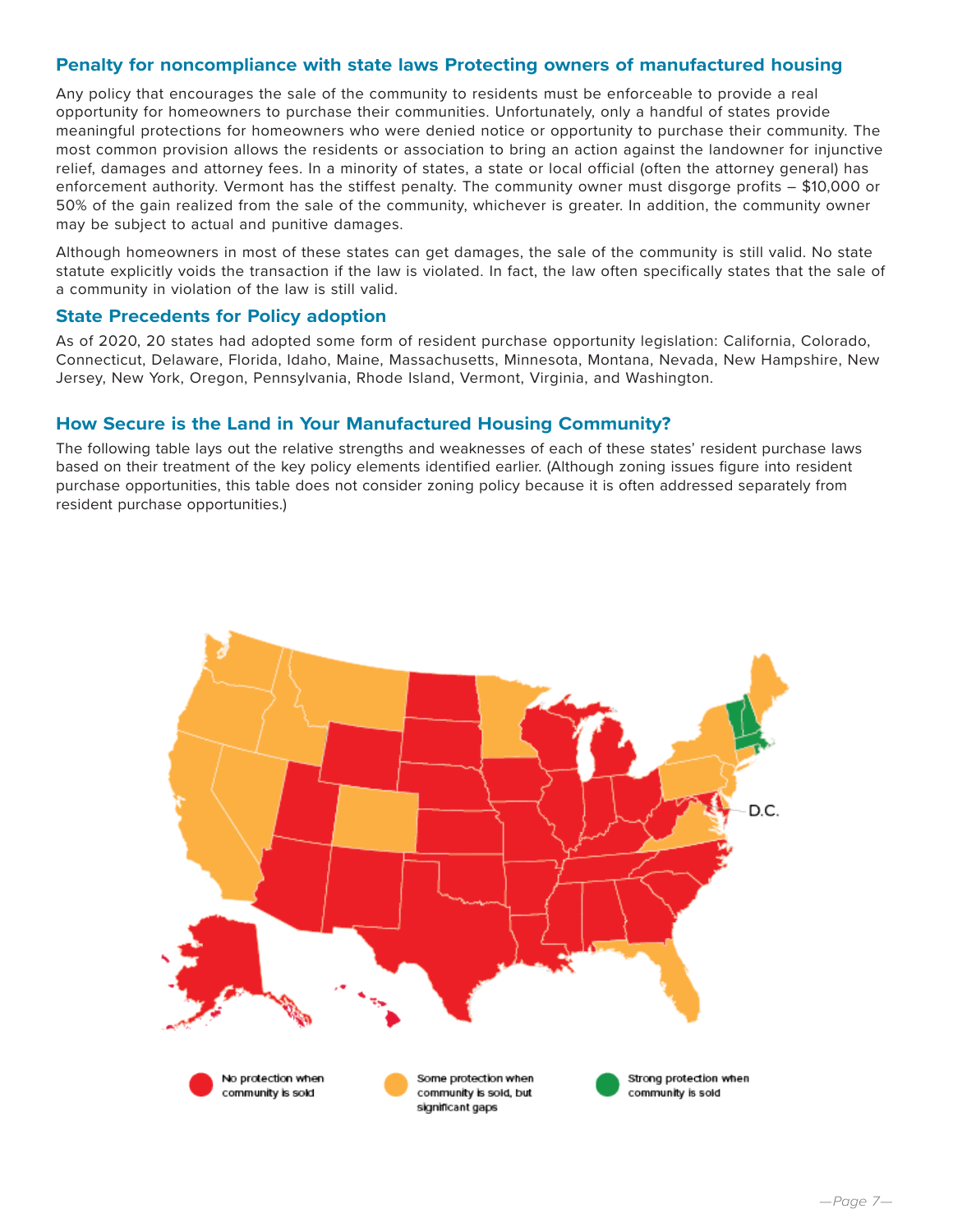## Penalty for noncompliance with state laws Protecting owners of manufactured housing

Any policy that encourages the sale of the community to residents must be enforceable to provide a real opportunity for homeowners to purchase their communities. Unfortunately, only a handful of states provide meaningful protections for homeowners who were denied notice or opportunity to purchase their community. The most common provision allows the residents or association to bring an action against the landowner for injunctive relief, damages and attorney fees. In a minority of states, a state or local official (often the attorney general) has enforcement authority. Vermont has the stiffest penalty. The community owner must disgorge profits – $10,000 or 50% of the gain realized from the sale of the community, whichever is greater. In addition, the community owner may be subject to actual and punitive damages.

Although homeowners in most of these states can get damages, the sale of the community is still valid. No state statute explicitly voids the transaction if the law is violated. In fact, the law often specifically states that the sale of a community in violation of the law is still valid.

## State Precedents for Policy adoption

As of 2020, 20 states had adopted some form of resident purchase opportunity legislation: California, Colorado, Connecticut, Delaware, Florida, Idaho, Maine, Massachusetts, Minnesota, Montana, Nevada, New Hampshire, New Jersey, New York, Oregon, Pennsylvania, Rhode Island, Vermont, Virginia, and Washington.

## How Secure is the Land in Your Manufactured Housing Community?

The following table lays out the relative strengths and weaknesses of each of these states' resident purchase laws based on their treatment of the key policy elements identified earlier. (Although zoning issues figure into resident purchase opportunities, this table does not consider zoning policy because it is often addressed separately from resident purchase opportunities.)

D.C.

No protection when community is sold

Some protection when community is sold, but significant gaps

Strong protection when community is sold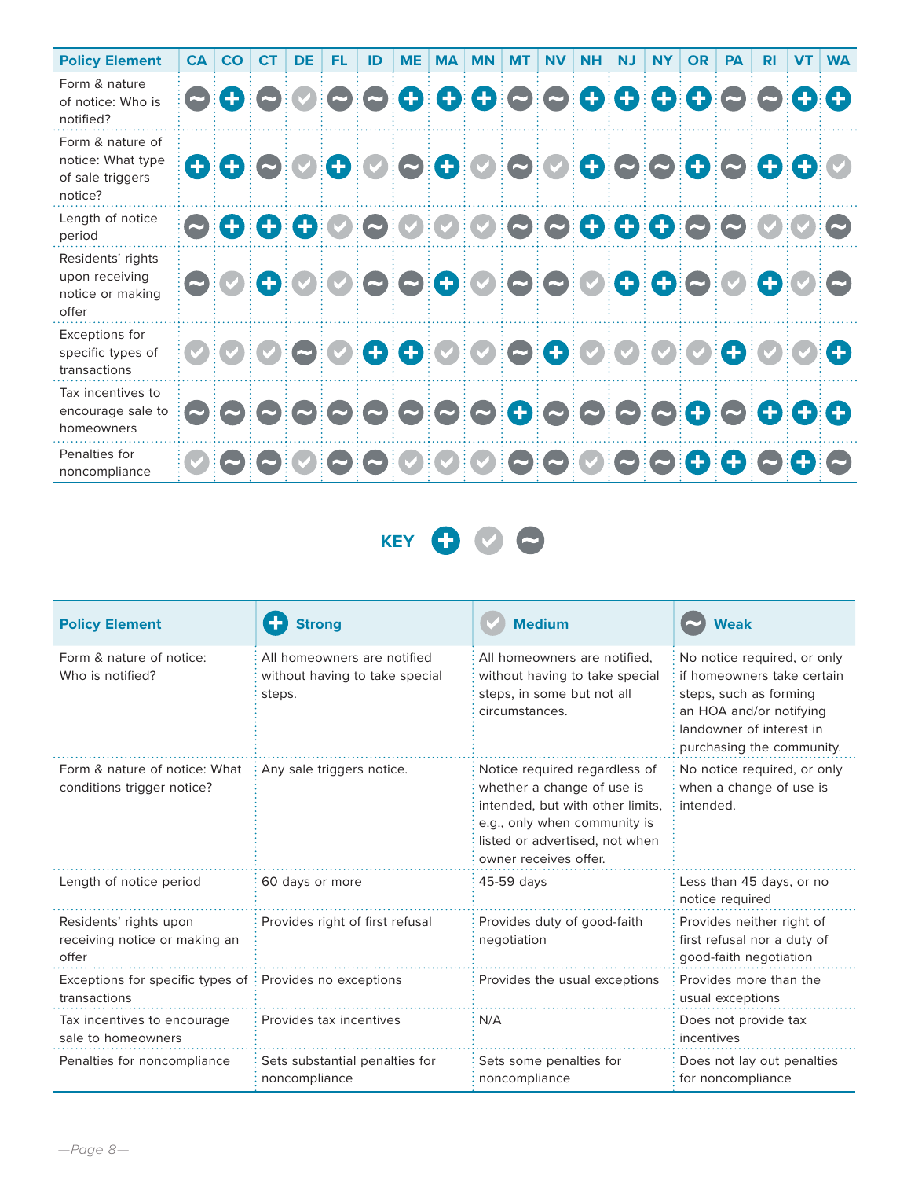| Policy Element | CA | CO | CT | DE | FL | ID | ME | MA | MN | MT | NV | NH | NJ | NY | OR | PA | RI | VT | WA |
|---|---|---|---|---|---|---|---|---|---|---|---|---|---|---|---|---|---|---|---|
| Form & nature of notice: Who is notified? | ~ | + | ~ | ✓ | ~ | ~ | + | + | + | ~ | ~ | + | + | + | + | ~ | ~ | + | + |
| Form & nature of notice: What type of sale triggers notice? | + | + | ~ | ✓ | + | ✓ | ~ | + | ✓ | ~ | ✓ | + | ~ | ~ | + | ~ | + | + | ✓ |
| Length of notice period | ~ | + | + | + | ✓ | ~ | ✓ | ✓ | ✓ | ~ | ~ | + | + | + | ~ | ~ | ✓ | ✓ | ~ |
| Residents' rights upon receiving notice or making offer | ~ | ✓ | + | ✓ | ✓ | ~ | ~ | + | ✓ | ~ | ~ | ✓ | + | + | ~ | ✓ | + | ✓ | ~ |
| Exceptions for specific types of transactions | ✓ | ✓ | ✓ | ~ | ✓ | + | + | ✓ | ✓ | ~ | + | ✓ | ✓ | ✓ | ✓ | + | ✓ | ✓ | + |
| Tax incentives to encourage sale to homeowners | ~ | ~ | ~ | ~ | ~ | ~ | ~ | ~ | ~ | + | ~ | ~ | ~ | ~ | + | ~ | + | + | + |
| Penalties for noncompliance | ✓ | ~ | ~ | ✓ | ~ | ~ | ✓ | ✓ | ✓ | ~ | ~ | ✓ | ~ | ~ | + | + | ~ | + | ~ |

**KEY** + (Strong) ✓ (Medium) ~ (Weak)

| Policy Element | + Strong | ✓ Medium | ~ Weak |
|---|---|---|---|
| Form & nature of notice: Who is notified? | All homeowners are notified without having to take special steps. | All homeowners are notified, without having to take special steps, in some but not all circumstances. | No notice required, or only if homeowners take certain steps, such as forming an HOA and/or notifying landowner of interest in purchasing the community. |
| Form & nature of notice: What conditions trigger notice? | Any sale triggers notice. | Notice required regardless of whether a change of use is intended, but with other limits, e.g., only when community is listed or advertised, not when owner receives offer. | No notice required, or only when a change of use is intended. |
| Length of notice period | 60 days or more | 45-59 days | Less than 45 days, or no notice required |
| Residents' rights upon receiving notice or making an offer | Provides right of first refusal | Provides duty of good-faith negotiation | Provides neither right of first refusal nor a duty of good-faith negotiation |
| Exceptions for specific types of transactions | Provides no exceptions | Provides the usual exceptions | Provides more than the usual exceptions |
| Tax incentives to encourage sale to homeowners | Provides tax incentives | N/A | Does not provide tax incentives |
| Penalties for noncompliance | Sets substantial penalties for noncompliance | Sets some penalties for noncompliance | Does not lay out penalties for noncompliance |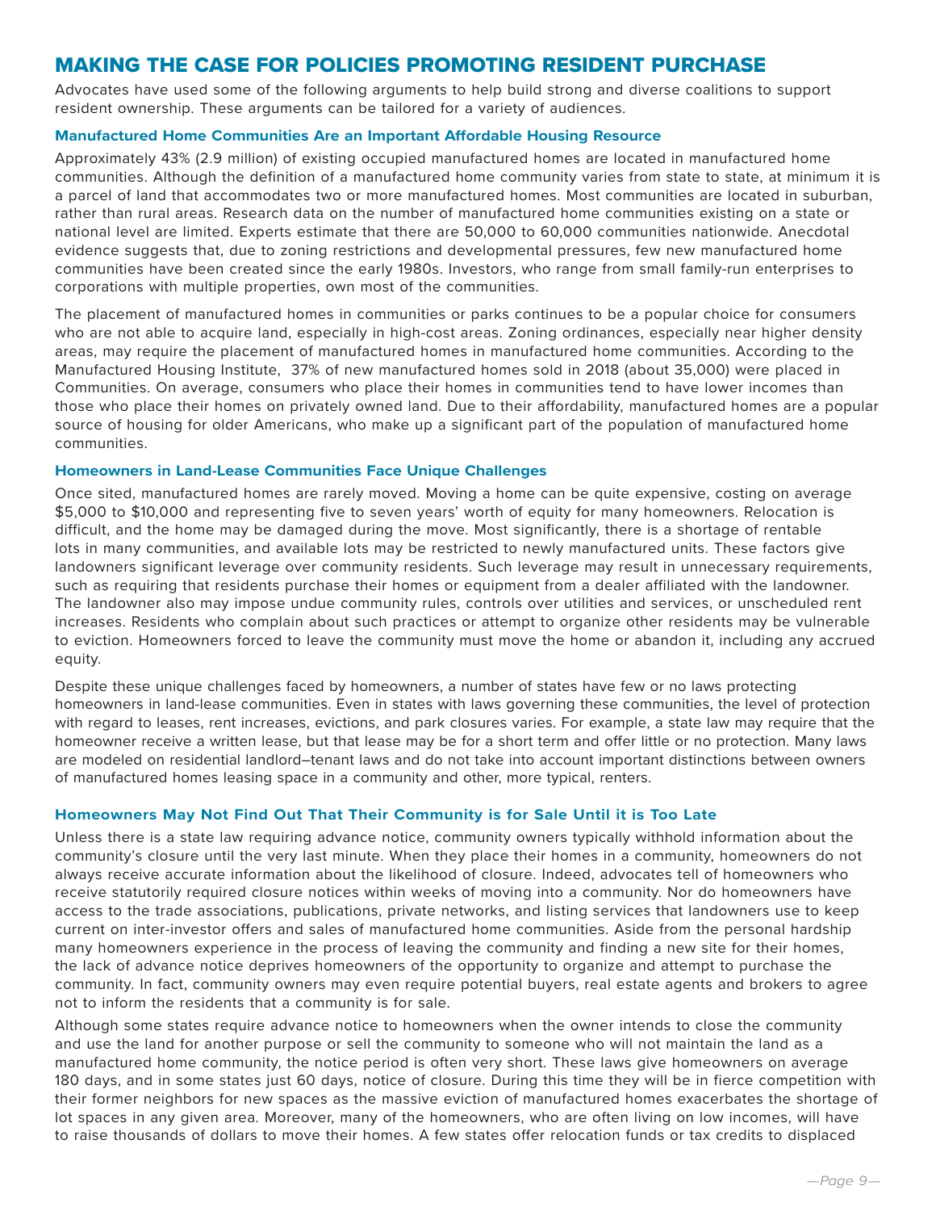## MAKING THE CASE FOR POLICIES PROMOTING RESIDENT PURCHASE

Advocates have used some of the following arguments to help build strong and diverse coalitions to support resident ownership. These arguments can be tailored for a variety of audiences.

### Manufactured Home Communities Are an Important Affordable Housing Resource

Approximately 43% (2.9 million) of existing occupied manufactured homes are located in manufactured home communities. Although the definition of a manufactured home community varies from state to state, at minimum it is a parcel of land that accommodates two or more manufactured homes. Most communities are located in suburban, rather than rural areas. Research data on the number of manufactured home communities existing on a state or national level are limited. Experts estimate that there are 50,000 to 60,000 communities nationwide. Anecdotal evidence suggests that, due to zoning restrictions and developmental pressures, few new manufactured home communities have been created since the early 1980s. Investors, who range from small family-run enterprises to corporations with multiple properties, own most of the communities.

The placement of manufactured homes in communities or parks continues to be a popular choice for consumers who are not able to acquire land, especially in high-cost areas. Zoning ordinances, especially near higher density areas, may require the placement of manufactured homes in manufactured home communities. According to the Manufactured Housing Institute, 37% of new manufactured homes sold in 2018 (about 35,000) were placed in Communities. On average, consumers who place their homes in communities tend to have lower incomes than those who place their homes on privately owned land. Due to their affordability, manufactured homes are a popular source of housing for older Americans, who make up a significant part of the population of manufactured home communities.

### Homeowners in Land-Lease Communities Face Unique Challenges

Once sited, manufactured homes are rarely moved. Moving a home can be quite expensive, costing on average $5,000 to $10,000 and representing five to seven years' worth of equity for many homeowners. Relocation is difficult, and the home may be damaged during the move. Most significantly, there is a shortage of rentable lots in many communities, and available lots may be restricted to newly manufactured units. These factors give landowners significant leverage over community residents. Such leverage may result in unnecessary requirements, such as requiring that residents purchase their homes or equipment from a dealer affiliated with the landowner. The landowner also may impose undue community rules, controls over utilities and services, or unscheduled rent increases. Residents who complain about such practices or attempt to organize other residents may be vulnerable to eviction. Homeowners forced to leave the community must move the home or abandon it, including any accrued equity.

Despite these unique challenges faced by homeowners, a number of states have few or no laws protecting homeowners in land-lease communities. Even in states with laws governing these communities, the level of protection with regard to leases, rent increases, evictions, and park closures varies. For example, a state law may require that the homeowner receive a written lease, but that lease may be for a short term and offer little or no protection. Many laws are modeled on residential landlord–tenant laws and do not take into account important distinctions between owners of manufactured homes leasing space in a community and other, more typical, renters.

### Homeowners May Not Find Out That Their Community is for Sale Until it is Too Late

Unless there is a state law requiring advance notice, community owners typically withhold information about the community's closure until the very last minute. When they place their homes in a community, homeowners do not always receive accurate information about the likelihood of closure. Indeed, advocates tell of homeowners who receive statutorily required closure notices within weeks of moving into a community. Nor do homeowners have access to the trade associations, publications, private networks, and listing services that landowners use to keep current on inter-investor offers and sales of manufactured home communities. Aside from the personal hardship many homeowners experience in the process of leaving the community and finding a new site for their homes, the lack of advance notice deprives homeowners of the opportunity to organize and attempt to purchase the community. In fact, community owners may even require potential buyers, real estate agents and brokers to agree not to inform the residents that a community is for sale.

Although some states require advance notice to homeowners when the owner intends to close the community and use the land for another purpose or sell the community to someone who will not maintain the land as a manufactured home community, the notice period is often very short. These laws give homeowners on average 180 days, and in some states just 60 days, notice of closure. During this time they will be in fierce competition with their former neighbors for new spaces as the massive eviction of manufactured homes exacerbates the shortage of lot spaces in any given area. Moreover, many of the homeowners, who are often living on low incomes, will have to raise thousands of dollars to move their homes. A few states offer relocation funds or tax credits to displaced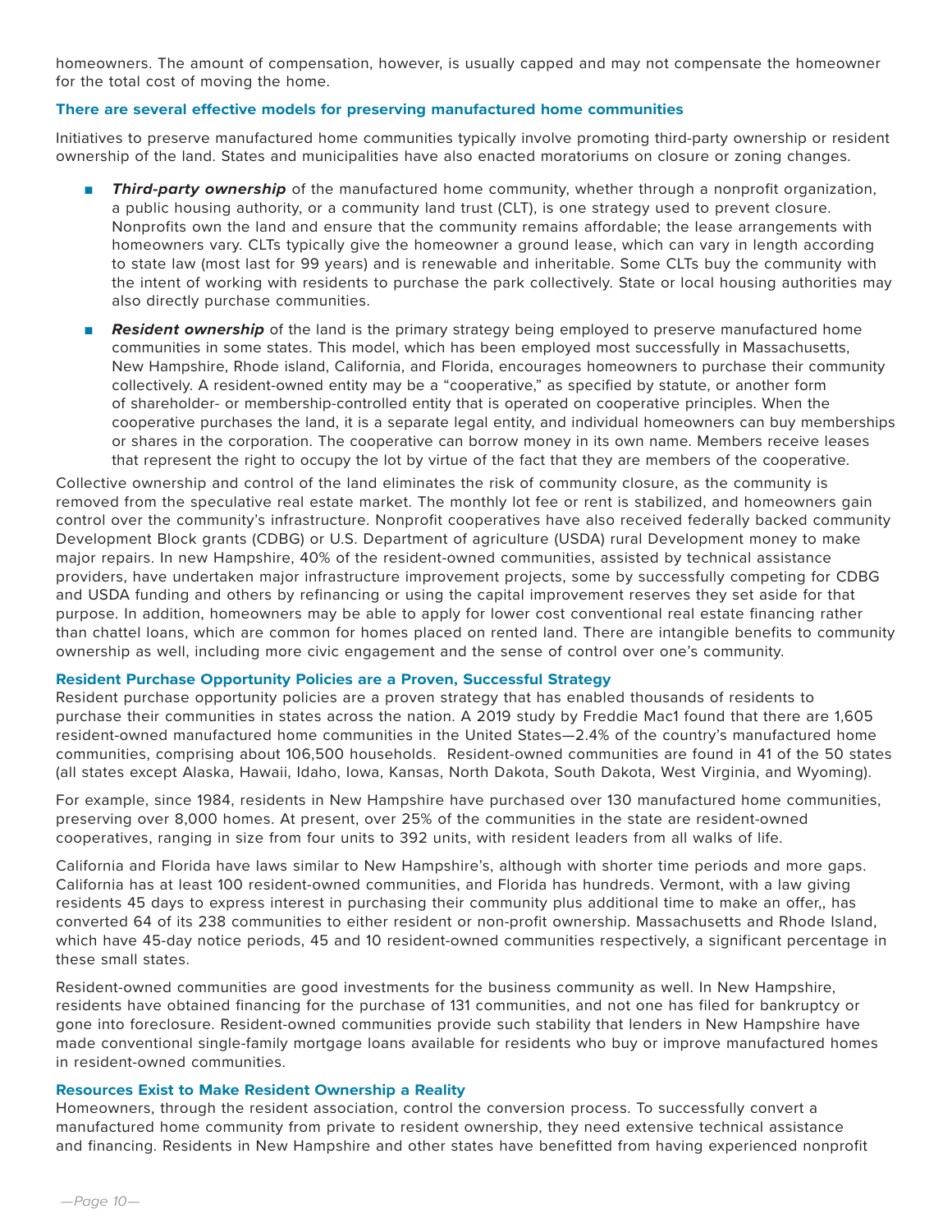homeowners. The amount of compensation, however, is usually capped and may not compensate the homeowner for the total cost of moving the home.

### There are several effective models for preserving manufactured home communities

Initiatives to preserve manufactured home communities typically involve promoting third-party ownership or resident ownership of the land. States and municipalities have also enacted moratoriums on closure or zoning changes.

- ***Third-party ownership*** of the manufactured home community, whether through a nonprofit organization, a public housing authority, or a community land trust (CLT), is one strategy used to prevent closure. Nonprofits own the land and ensure that the community remains affordable; the lease arrangements with homeowners vary. CLTs typically give the homeowner a ground lease, which can vary in length according to state law (most last for 99 years) and is renewable and inheritable. Some CLTs buy the community with the intent of working with residents to purchase the park collectively. State or local housing authorities may also directly purchase communities.
- ***Resident ownership*** of the land is the primary strategy being employed to preserve manufactured home communities in some states. This model, which has been employed most successfully in Massachusetts, New Hampshire, Rhode island, California, and Florida, encourages homeowners to purchase their community collectively. A resident-owned entity may be a "cooperative," as specified by statute, or another form of shareholder- or membership-controlled entity that is operated on cooperative principles. When the cooperative purchases the land, it is a separate legal entity, and individual homeowners can buy memberships or shares in the corporation. The cooperative can borrow money in its own name. Members receive leases that represent the right to occupy the lot by virtue of the fact that they are members of the cooperative.

Collective ownership and control of the land eliminates the risk of community closure, as the community is removed from the speculative real estate market. The monthly lot fee or rent is stabilized, and homeowners gain control over the community's infrastructure. Nonprofit cooperatives have also received federally backed community Development Block grants (CDBG) or U.S. Department of agriculture (USDA) rural Development money to make major repairs. In new Hampshire, 40% of the resident-owned communities, assisted by technical assistance providers, have undertaken major infrastructure improvement projects, some by successfully competing for CDBG and USDA funding and others by refinancing or using the capital improvement reserves they set aside for that purpose. In addition, homeowners may be able to apply for lower cost conventional real estate financing rather than chattel loans, which are common for homes placed on rented land. There are intangible benefits to community ownership as well, including more civic engagement and the sense of control over one's community.

### Resident Purchase Opportunity Policies are a Proven, Successful Strategy

Resident purchase opportunity policies are a proven strategy that has enabled thousands of residents to purchase their communities in states across the nation. A 2019 study by Freddie Mac[1] found that there are 1,605 resident-owned manufactured home communities in the United States—2.4% of the country's manufactured home communities, comprising about 106,500 households. Resident-owned communities are found in 41 of the 50 states (all states except Alaska, Hawaii, Idaho, Iowa, Kansas, North Dakota, South Dakota, West Virginia, and Wyoming).

For example, since 1984, residents in New Hampshire have purchased over 130 manufactured home communities, preserving over 8,000 homes. At present, over 25% of the communities in the state are resident-owned cooperatives, ranging in size from four units to 392 units, with resident leaders from all walks of life.

California and Florida have laws similar to New Hampshire's, although with shorter time periods and more gaps. California has at least 100 resident-owned communities, and Florida has hundreds. Vermont, with a law giving residents 45 days to express interest in purchasing their community plus additional time to make an offer,, has converted 64 of its 238 communities to either resident or non-profit ownership. Massachusetts and Rhode Island, which have 45-day notice periods, 45 and 10 resident-owned communities respectively, a significant percentage in these small states.

Resident-owned communities are good investments for the business community as well. In New Hampshire, residents have obtained financing for the purchase of 131 communities, and not one has filed for bankruptcy or gone into foreclosure. Resident-owned communities provide such stability that lenders in New Hampshire have made conventional single-family mortgage loans available for residents who buy or improve manufactured homes in resident-owned communities.

### Resources Exist to Make Resident Ownership a Reality

Homeowners, through the resident association, control the conversion process. To successfully convert a manufactured home community from private to resident ownership, they need extensive technical assistance and financing. Residents in New Hampshire and other states have benefitted from having experienced nonprofit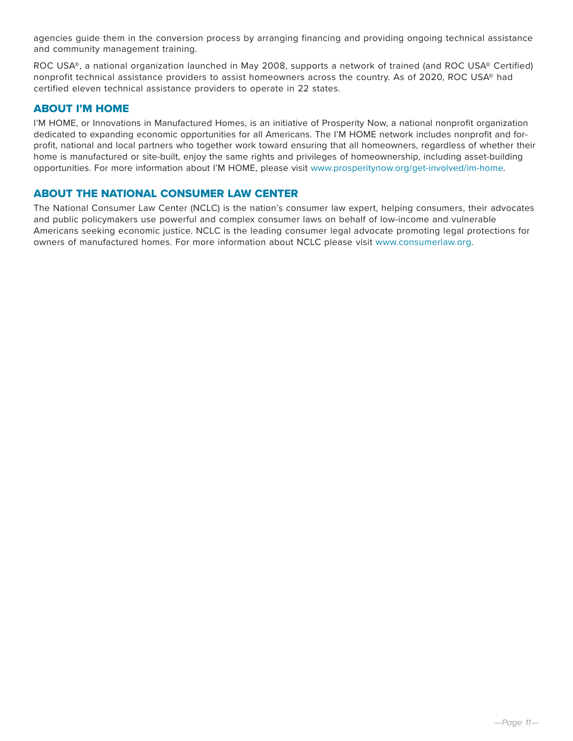agencies guide them in the conversion process by arranging financing and providing ongoing technical assistance and community management training.

ROC USA®, a national organization launched in May 2008, supports a network of trained (and ROC USA® Certified) nonprofit technical assistance providers to assist homeowners across the country. As of 2020, ROC USA® had certified eleven technical assistance providers to operate in 22 states.

## ABOUT I'M HOME

I'M HOME, or Innovations in Manufactured Homes, is an initiative of Prosperity Now, a national nonprofit organization dedicated to expanding economic opportunities for all Americans. The I'M HOME network includes nonprofit and for-profit, national and local partners who together work toward ensuring that all homeowners, regardless of whether their home is manufactured or site-built, enjoy the same rights and privileges of homeownership, including asset-building opportunities. For more information about I'M HOME, please visit www.prosperitynow.org/get-involved/im-home.

## ABOUT THE NATIONAL CONSUMER LAW CENTER

The National Consumer Law Center (NCLC) is the nation's consumer law expert, helping consumers, their advocates and public policymakers use powerful and complex consumer laws on behalf of low-income and vulnerable Americans seeking economic justice. NCLC is the leading consumer legal advocate promoting legal protections for owners of manufactured homes. For more information about NCLC please visit www.consumerlaw.org.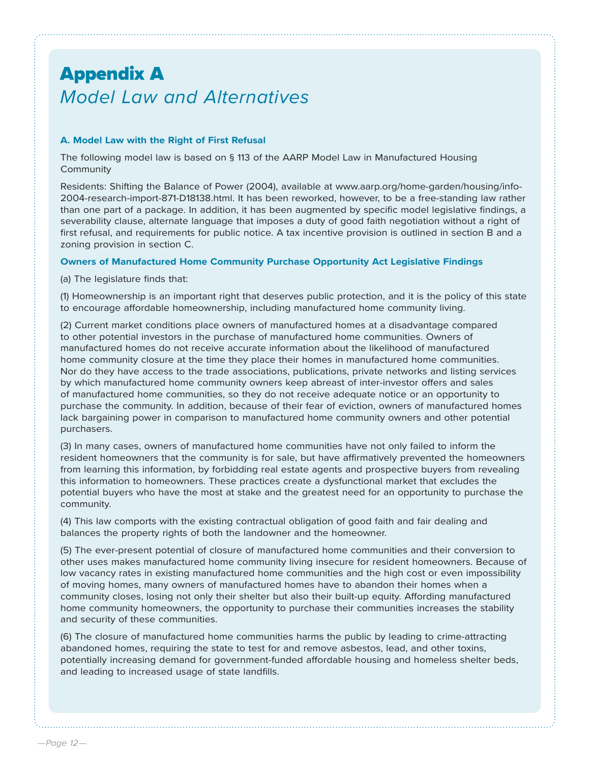# Appendix A

*Model Law and Alternatives*

### A. Model Law with the Right of First Refusal

The following model law is based on § 113 of the AARP Model Law in Manufactured Housing Community

Residents: Shifting the Balance of Power (2004), available at www.aarp.org/home-garden/housing/info-2004-research-import-871-D18138.html. It has been reworked, however, to be a free-standing law rather than one part of a package. In addition, it has been augmented by specific model legislative findings, a severability clause, alternate language that imposes a duty of good faith negotiation without a right of first refusal, and requirements for public notice. A tax incentive provision is outlined in section B and a zoning provision in section C.

### Owners of Manufactured Home Community Purchase Opportunity Act Legislative Findings

(a) The legislature finds that:

(1) Homeownership is an important right that deserves public protection, and it is the policy of this state to encourage affordable homeownership, including manufactured home community living.

(2) Current market conditions place owners of manufactured homes at a disadvantage compared to other potential investors in the purchase of manufactured home communities. Owners of manufactured homes do not receive accurate information about the likelihood of manufactured home community closure at the time they place their homes in manufactured home communities. Nor do they have access to the trade associations, publications, private networks and listing services by which manufactured home community owners keep abreast of inter-investor offers and sales of manufactured home communities, so they do not receive adequate notice or an opportunity to purchase the community. In addition, because of their fear of eviction, owners of manufactured homes lack bargaining power in comparison to manufactured home community owners and other potential purchasers.

(3) In many cases, owners of manufactured home communities have not only failed to inform the resident homeowners that the community is for sale, but have affirmatively prevented the homeowners from learning this information, by forbidding real estate agents and prospective buyers from revealing this information to homeowners. These practices create a dysfunctional market that excludes the potential buyers who have the most at stake and the greatest need for an opportunity to purchase the community.

(4) This law comports with the existing contractual obligation of good faith and fair dealing and balances the property rights of both the landowner and the homeowner.

(5) The ever-present potential of closure of manufactured home communities and their conversion to other uses makes manufactured home community living insecure for resident homeowners. Because of low vacancy rates in existing manufactured home communities and the high cost or even impossibility of moving homes, many owners of manufactured homes have to abandon their homes when a community closes, losing not only their shelter but also their built-up equity. Affording manufactured home community homeowners, the opportunity to purchase their communities increases the stability and security of these communities.

(6) The closure of manufactured home communities harms the public by leading to crime-attracting abandoned homes, requiring the state to test for and remove asbestos, lead, and other toxins, potentially increasing demand for government-funded affordable housing and homeless shelter beds, and leading to increased usage of state landfills.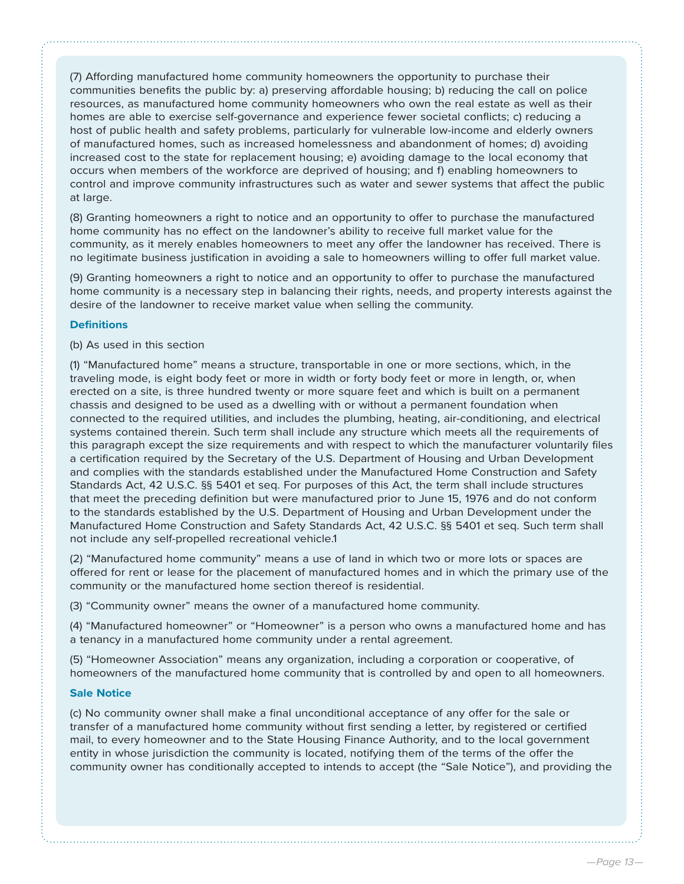(7) Affording manufactured home community homeowners the opportunity to purchase their communities benefits the public by: a) preserving affordable housing; b) reducing the call on police resources, as manufactured home community homeowners who own the real estate as well as their homes are able to exercise self-governance and experience fewer societal conflicts; c) reducing a host of public health and safety problems, particularly for vulnerable low-income and elderly owners of manufactured homes, such as increased homelessness and abandonment of homes; d) avoiding increased cost to the state for replacement housing; e) avoiding damage to the local economy that occurs when members of the workforce are deprived of housing; and f) enabling homeowners to control and improve community infrastructures such as water and sewer systems that affect the public at large.

(8) Granting homeowners a right to notice and an opportunity to offer to purchase the manufactured home community has no effect on the landowner's ability to receive full market value for the community, as it merely enables homeowners to meet any offer the landowner has received. There is no legitimate business justification in avoiding a sale to homeowners willing to offer full market value.

(9) Granting homeowners a right to notice and an opportunity to offer to purchase the manufactured home community is a necessary step in balancing their rights, needs, and property interests against the desire of the landowner to receive market value when selling the community.

### Definitions

(b) As used in this section

(1) "Manufactured home" means a structure, transportable in one or more sections, which, in the traveling mode, is eight body feet or more in width or forty body feet or more in length, or, when erected on a site, is three hundred twenty or more square feet and which is built on a permanent chassis and designed to be used as a dwelling with or without a permanent foundation when connected to the required utilities, and includes the plumbing, heating, air-conditioning, and electrical systems contained therein. Such term shall include any structure which meets all the requirements of this paragraph except the size requirements and with respect to which the manufacturer voluntarily files a certification required by the Secretary of the U.S. Department of Housing and Urban Development and complies with the standards established under the Manufactured Home Construction and Safety Standards Act, 42 U.S.C. §§ 5401 et seq. For purposes of this Act, the term shall include structures that meet the preceding definition but were manufactured prior to June 15, 1976 and do not conform to the standards established by the U.S. Department of Housing and Urban Development under the Manufactured Home Construction and Safety Standards Act, 42 U.S.C. §§ 5401 et seq. Such term shall not include any self-propelled recreational vehicle.[1]

(2) "Manufactured home community" means a use of land in which two or more lots or spaces are offered for rent or lease for the placement of manufactured homes and in which the primary use of the community or the manufactured home section thereof is residential.

(3) "Community owner" means the owner of a manufactured home community.

(4) "Manufactured homeowner" or "Homeowner" is a person who owns a manufactured home and has a tenancy in a manufactured home community under a rental agreement.

(5) "Homeowner Association" means any organization, including a corporation or cooperative, of homeowners of the manufactured home community that is controlled by and open to all homeowners.

### Sale Notice

(c) No community owner shall make a final unconditional acceptance of any offer for the sale or transfer of a manufactured home community without first sending a letter, by registered or certified mail, to every homeowner and to the State Housing Finance Authority, and to the local government entity in whose jurisdiction the community is located, notifying them of the terms of the offer the community owner has conditionally accepted to intends to accept (the "Sale Notice"), and providing the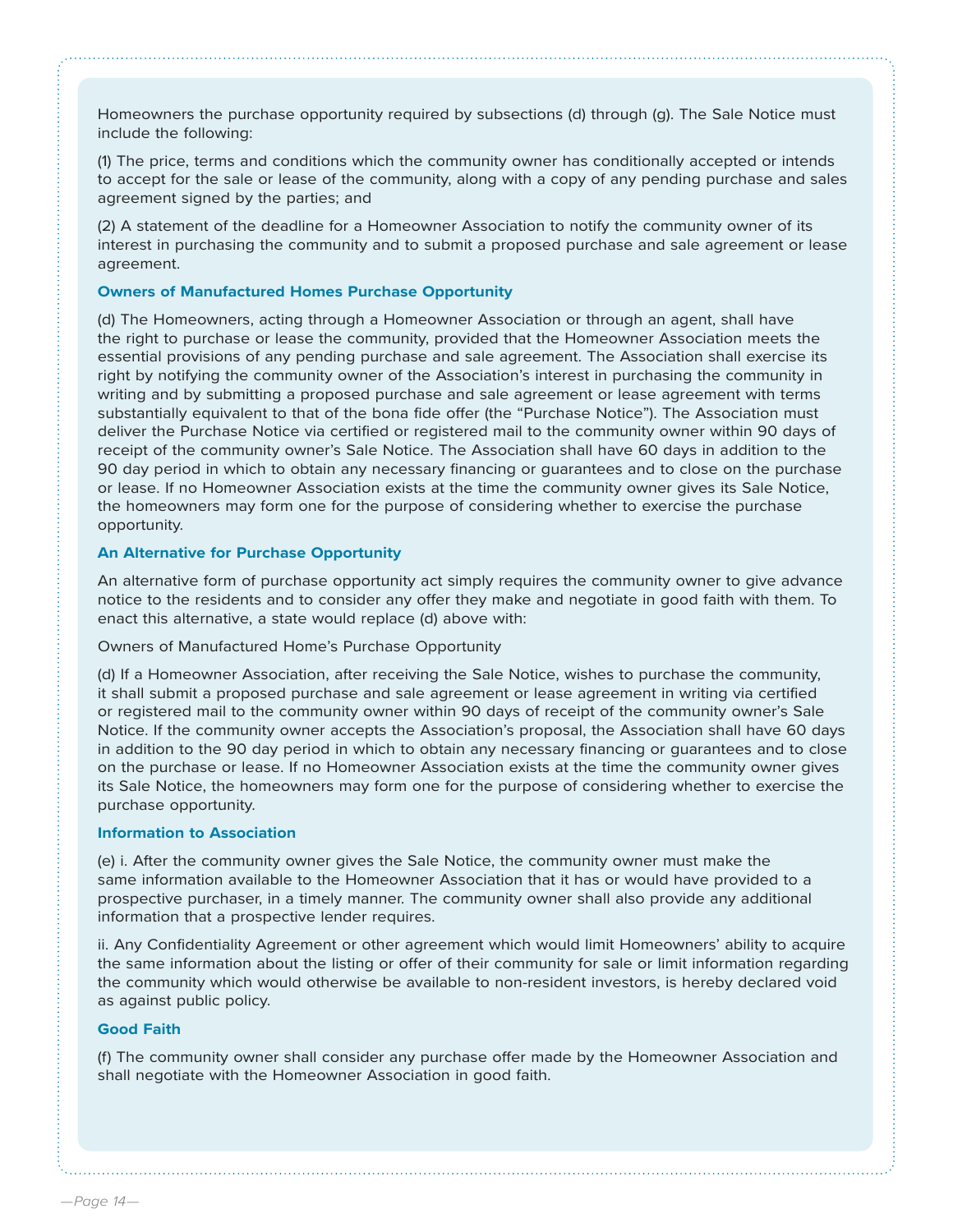Homeowners the purchase opportunity required by subsections (d) through (g). The Sale Notice must include the following:

(1) The price, terms and conditions which the community owner has conditionally accepted or intends to accept for the sale or lease of the community, along with a copy of any pending purchase and sales agreement signed by the parties; and

(2) A statement of the deadline for a Homeowner Association to notify the community owner of its interest in purchasing the community and to submit a proposed purchase and sale agreement or lease agreement.

### Owners of Manufactured Homes Purchase Opportunity

(d) The Homeowners, acting through a Homeowner Association or through an agent, shall have the right to purchase or lease the community, provided that the Homeowner Association meets the essential provisions of any pending purchase and sale agreement. The Association shall exercise its right by notifying the community owner of the Association's interest in purchasing the community in writing and by submitting a proposed purchase and sale agreement or lease agreement with terms substantially equivalent to that of the bona fide offer (the "Purchase Notice"). The Association must deliver the Purchase Notice via certified or registered mail to the community owner within 90 days of receipt of the community owner's Sale Notice. The Association shall have 60 days in addition to the 90 day period in which to obtain any necessary financing or guarantees and to close on the purchase or lease. If no Homeowner Association exists at the time the community owner gives its Sale Notice, the homeowners may form one for the purpose of considering whether to exercise the purchase opportunity.

### An Alternative for Purchase Opportunity

An alternative form of purchase opportunity act simply requires the community owner to give advance notice to the residents and to consider any offer they make and negotiate in good faith with them. To enact this alternative, a state would replace (d) above with:

Owners of Manufactured Home's Purchase Opportunity

(d) If a Homeowner Association, after receiving the Sale Notice, wishes to purchase the community, it shall submit a proposed purchase and sale agreement or lease agreement in writing via certified or registered mail to the community owner within 90 days of receipt of the community owner's Sale Notice. If the community owner accepts the Association's proposal, the Association shall have 60 days in addition to the 90 day period in which to obtain any necessary financing or guarantees and to close on the purchase or lease. If no Homeowner Association exists at the time the community owner gives its Sale Notice, the homeowners may form one for the purpose of considering whether to exercise the purchase opportunity.

### Information to Association

(e) i. After the community owner gives the Sale Notice, the community owner must make the same information available to the Homeowner Association that it has or would have provided to a prospective purchaser, in a timely manner. The community owner shall also provide any additional information that a prospective lender requires.

ii. Any Confidentiality Agreement or other agreement which would limit Homeowners' ability to acquire the same information about the listing or offer of their community for sale or limit information regarding the community which would otherwise be available to non-resident investors, is hereby declared void as against public policy.

### Good Faith

(f) The community owner shall consider any purchase offer made by the Homeowner Association and shall negotiate with the Homeowner Association in good faith.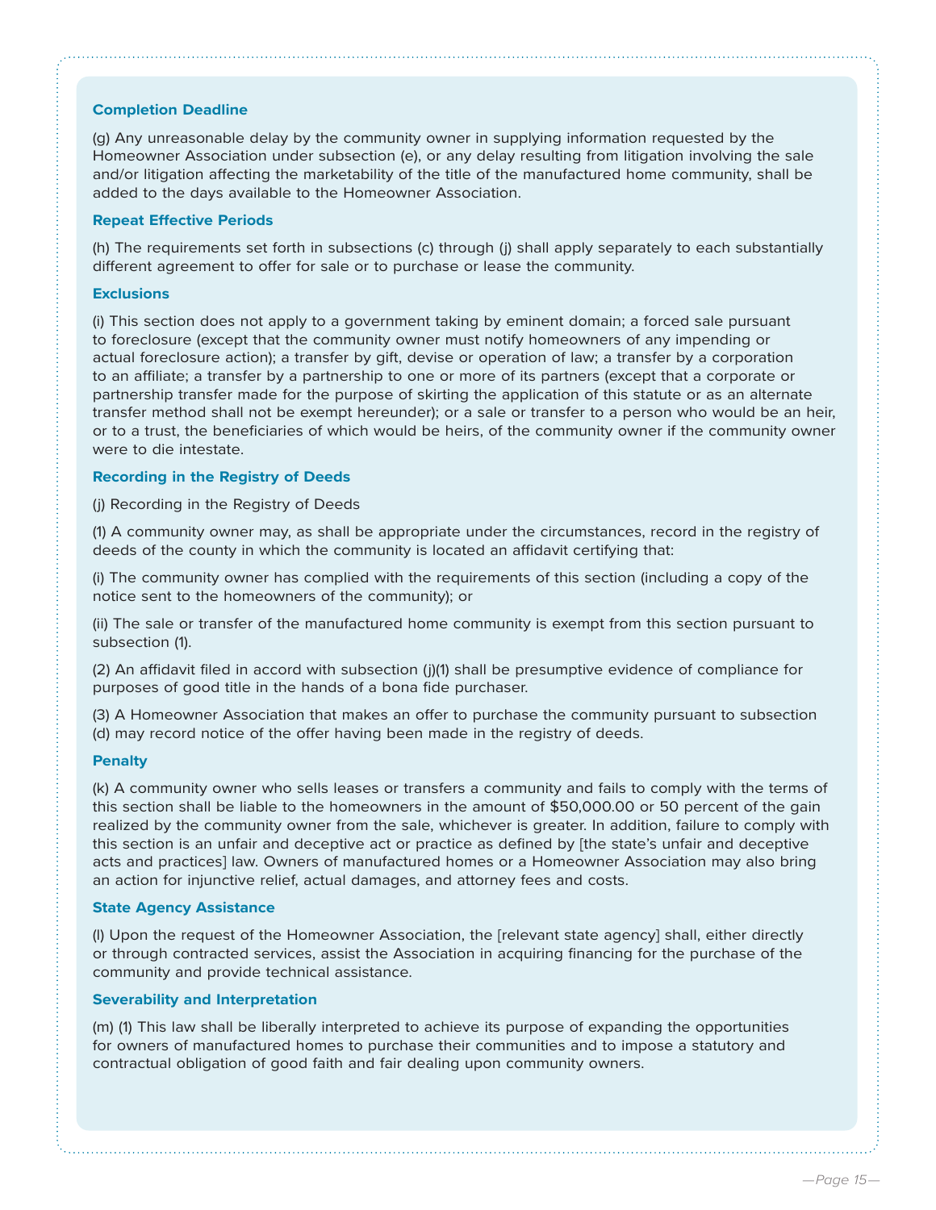### Completion Deadline

(g) Any unreasonable delay by the community owner in supplying information requested by the Homeowner Association under subsection (e), or any delay resulting from litigation involving the sale and/or litigation affecting the marketability of the title of the manufactured home community, shall be added to the days available to the Homeowner Association.

### Repeat Effective Periods

(h) The requirements set forth in subsections (c) through (j) shall apply separately to each substantially different agreement to offer for sale or to purchase or lease the community.

### Exclusions

(i) This section does not apply to a government taking by eminent domain; a forced sale pursuant to foreclosure (except that the community owner must notify homeowners of any impending or actual foreclosure action); a transfer by gift, devise or operation of law; a transfer by a corporation to an affiliate; a transfer by a partnership to one or more of its partners (except that a corporate or partnership transfer made for the purpose of skirting the application of this statute or as an alternate transfer method shall not be exempt hereunder); or a sale or transfer to a person who would be an heir, or to a trust, the beneficiaries of which would be heirs, of the community owner if the community owner were to die intestate.

### Recording in the Registry of Deeds

(j) Recording in the Registry of Deeds

(1) A community owner may, as shall be appropriate under the circumstances, record in the registry of deeds of the county in which the community is located an affidavit certifying that:

(i) The community owner has complied with the requirements of this section (including a copy of the notice sent to the homeowners of the community); or

(ii) The sale or transfer of the manufactured home community is exempt from this section pursuant to subsection (1).

(2) An affidavit filed in accord with subsection (j)(1) shall be presumptive evidence of compliance for purposes of good title in the hands of a bona fide purchaser.

(3) A Homeowner Association that makes an offer to purchase the community pursuant to subsection (d) may record notice of the offer having been made in the registry of deeds.

### Penalty

(k) A community owner who sells leases or transfers a community and fails to comply with the terms of this section shall be liable to the homeowners in the amount of $50,000.00 or 50 percent of the gain realized by the community owner from the sale, whichever is greater. In addition, failure to comply with this section is an unfair and deceptive act or practice as defined by [the state's unfair and deceptive acts and practices] law. Owners of manufactured homes or a Homeowner Association may also bring an action for injunctive relief, actual damages, and attorney fees and costs.

### State Agency Assistance

(l) Upon the request of the Homeowner Association, the [relevant state agency] shall, either directly or through contracted services, assist the Association in acquiring financing for the purchase of the community and provide technical assistance.

### Severability and Interpretation

(m) (1) This law shall be liberally interpreted to achieve its purpose of expanding the opportunities for owners of manufactured homes to purchase their communities and to impose a statutory and contractual obligation of good faith and fair dealing upon community owners.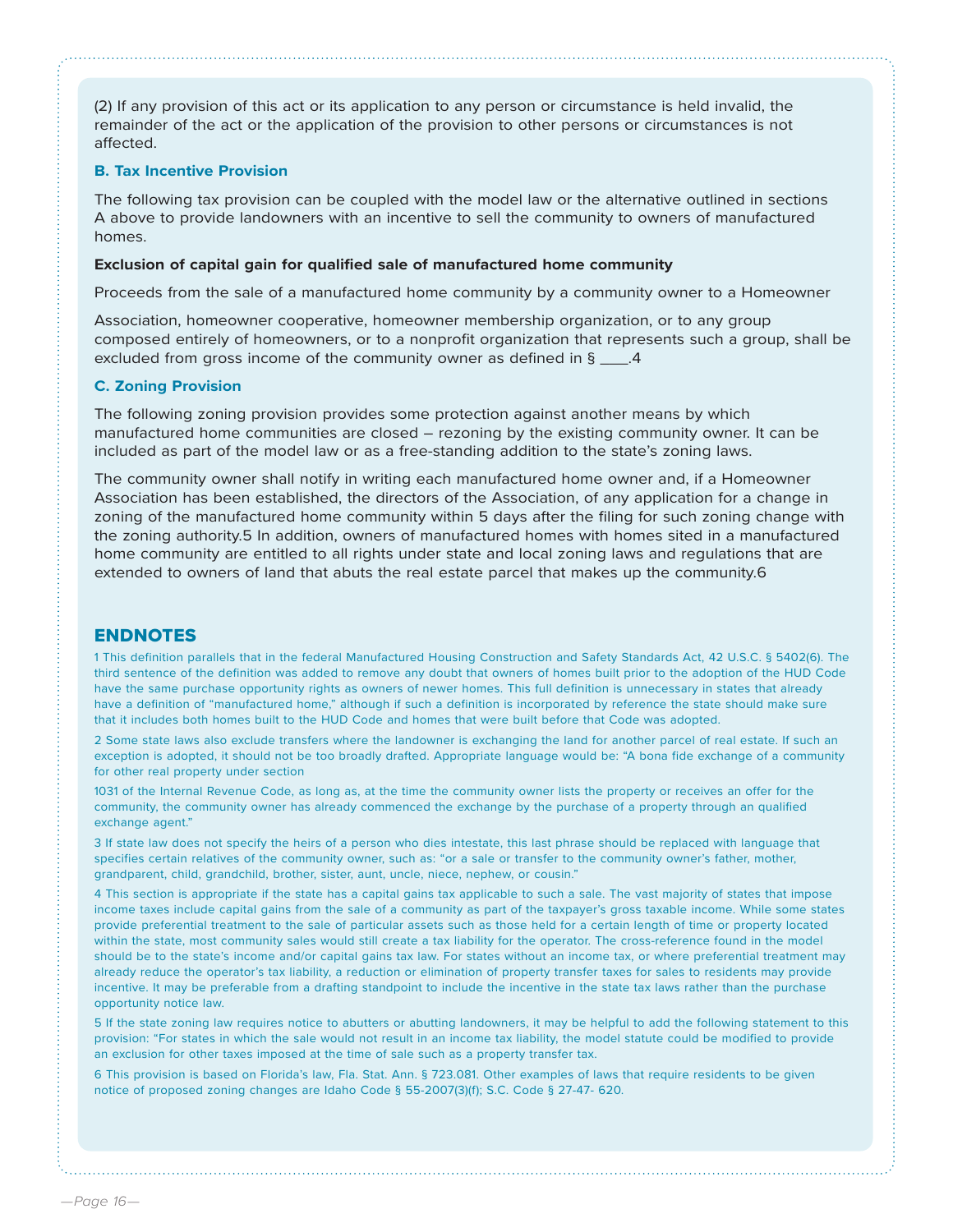(2) If any provision of this act or its application to any person or circumstance is held invalid, the remainder of the act or the application of the provision to other persons or circumstances is not affected.

### B. Tax Incentive Provision

The following tax provision can be coupled with the model law or the alternative outlined in sections A above to provide landowners with an incentive to sell the community to owners of manufactured homes.

**Exclusion of capital gain for qualified sale of manufactured home community**

Proceeds from the sale of a manufactured home community by a community owner to a Homeowner

Association, homeowner cooperative, homeowner membership organization, or to any group composed entirely of homeowners, or to a nonprofit organization that represents such a group, shall be excluded from gross income of the community owner as defined in § ____.[4]

### C. Zoning Provision

The following zoning provision provides some protection against another means by which manufactured home communities are closed – rezoning by the existing community owner. It can be included as part of the model law or as a free-standing addition to the state's zoning laws.

The community owner shall notify in writing each manufactured home owner and, if a Homeowner Association has been established, the directors of the Association, of any application for a change in zoning of the manufactured home community within 5 days after the filing for such zoning change with the zoning authority.[5] In addition, owners of manufactured homes with homes sited in a manufactured home community are entitled to all rights under state and local zoning laws and regulations that are extended to owners of land that abuts the real estate parcel that makes up the community.[6]

## ENDNOTES

1 This definition parallels that in the federal Manufactured Housing Construction and Safety Standards Act, 42 U.S.C. § 5402(6). The third sentence of the definition was added to remove any doubt that owners of homes built prior to the adoption of the HUD Code have the same purchase opportunity rights as owners of newer homes. This full definition is unnecessary in states that already have a definition of "manufactured home," although if such a definition is incorporated by reference the state should make sure that it includes both homes built to the HUD Code and homes that were built before that Code was adopted.

2 Some state laws also exclude transfers where the landowner is exchanging the land for another parcel of real estate. If such an exception is adopted, it should not be too broadly drafted. Appropriate language would be: "A bona fide exchange of a community for other real property under section

1031 of the Internal Revenue Code, as long as, at the time the community owner lists the property or receives an offer for the community, the community owner has already commenced the exchange by the purchase of a property through an qualified exchange agent."

3 If state law does not specify the heirs of a person who dies intestate, this last phrase should be replaced with language that specifies certain relatives of the community owner, such as: "or a sale or transfer to the community owner's father, mother, grandparent, child, grandchild, brother, sister, aunt, uncle, niece, nephew, or cousin."

4 This section is appropriate if the state has a capital gains tax applicable to such a sale. The vast majority of states that impose income taxes include capital gains from the sale of a community as part of the taxpayer's gross taxable income. While some states provide preferential treatment to the sale of particular assets such as those held for a certain length of time or property located within the state, most community sales would still create a tax liability for the operator. The cross-reference found in the model should be to the state's income and/or capital gains tax law. For states without an income tax, or where preferential treatment may already reduce the operator's tax liability, a reduction or elimination of property transfer taxes for sales to residents may provide incentive. It may be preferable from a drafting standpoint to include the incentive in the state tax laws rather than the purchase opportunity notice law.

5 If the state zoning law requires notice to abutters or abutting landowners, it may be helpful to add the following statement to this provision: "For states in which the sale would not result in an income tax liability, the model statute could be modified to provide an exclusion for other taxes imposed at the time of sale such as a property transfer tax.

6 This provision is based on Florida's law, Fla. Stat. Ann. § 723.081. Other examples of laws that require residents to be given notice of proposed zoning changes are Idaho Code § 55-2007(3)(f); S.C. Code § 27-47- 620.